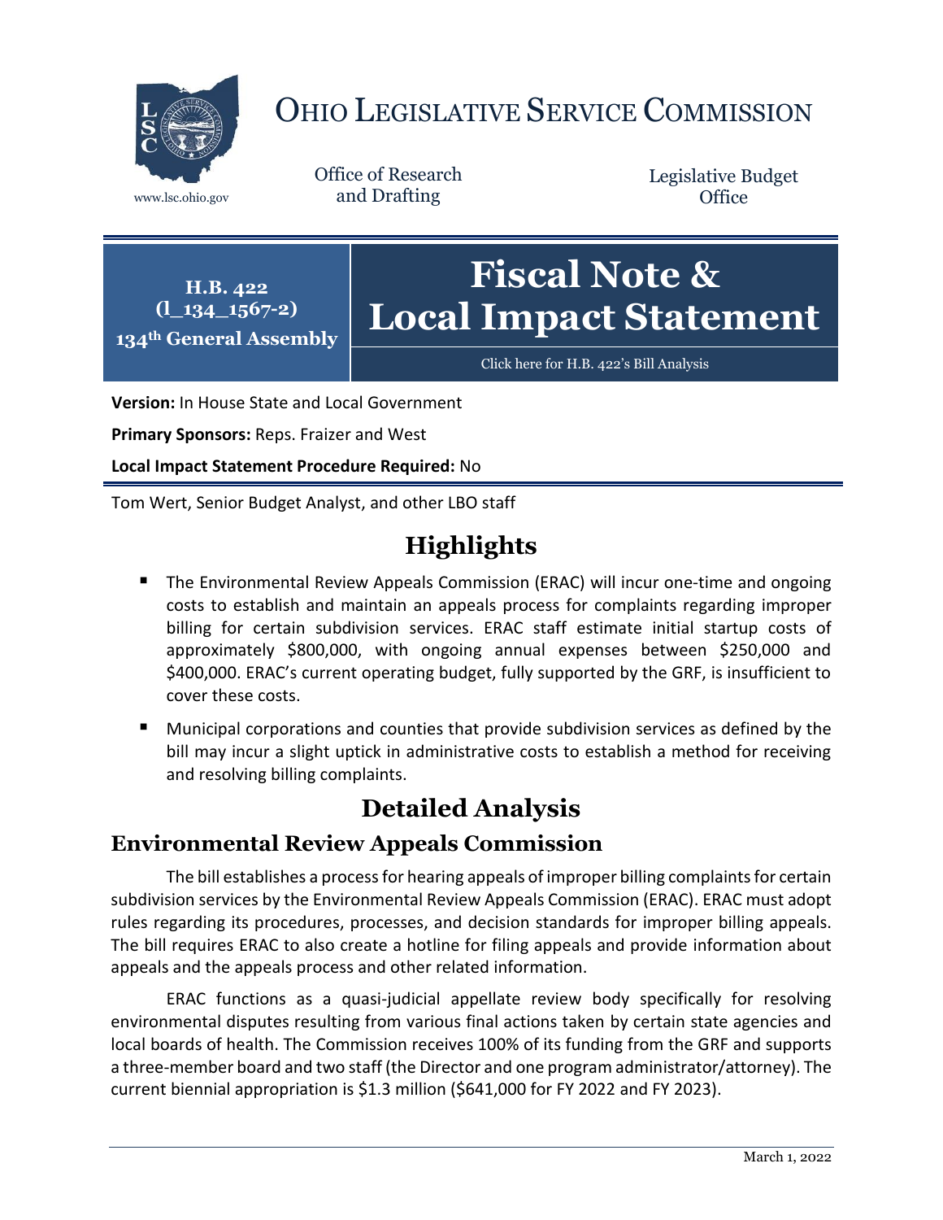# OHIO LEGISLATIVE SERVICE COMMISSION

www.lsc.ohio.gov

Office of Research and Drafting

Legislative Budget Office

**H.B. 422**
**(l_134_1567-2)**
**134th General Assembly**

# Fiscal Note & Local Impact Statement

Click here for H.B. 422's Bill Analysis

**Version:** In House State and Local Government

**Primary Sponsors:** Reps. Fraizer and West

**Local Impact Statement Procedure Required:** No

Tom Wert, Senior Budget Analyst, and other LBO staff

## Highlights

- The Environmental Review Appeals Commission (ERAC) will incur one-time and ongoing costs to establish and maintain an appeals process for complaints regarding improper billing for certain subdivision services. ERAC staff estimate initial startup costs of approximately $800,000, with ongoing annual expenses between $250,000 and $400,000. ERAC's current operating budget, fully supported by the GRF, is insufficient to cover these costs.
- Municipal corporations and counties that provide subdivision services as defined by the bill may incur a slight uptick in administrative costs to establish a method for receiving and resolving billing complaints.

## Detailed Analysis

### Environmental Review Appeals Commission

The bill establishes a process for hearing appeals of improper billing complaints for certain subdivision services by the Environmental Review Appeals Commission (ERAC). ERAC must adopt rules regarding its procedures, processes, and decision standards for improper billing appeals. The bill requires ERAC to also create a hotline for filing appeals and provide information about appeals and the appeals process and other related information.

ERAC functions as a quasi-judicial appellate review body specifically for resolving environmental disputes resulting from various final actions taken by certain state agencies and local boards of health. The Commission receives 100% of its funding from the GRF and supports a three-member board and two staff (the Director and one program administrator/attorney). The current biennial appropriation is $1.3 million ($641,000 for FY 2022 and FY 2023).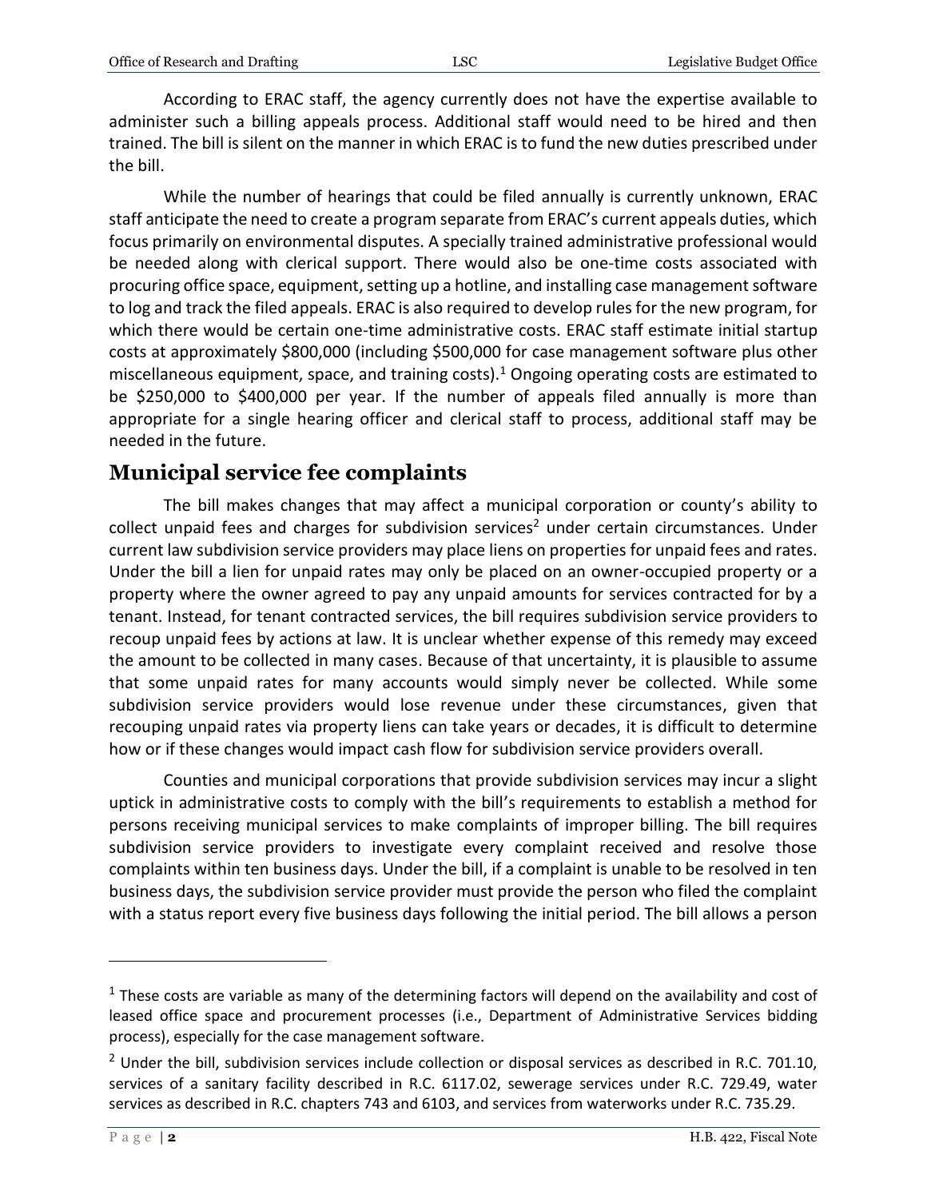According to ERAC staff, the agency currently does not have the expertise available to administer such a billing appeals process. Additional staff would need to be hired and then trained. The bill is silent on the manner in which ERAC is to fund the new duties prescribed under the bill.

While the number of hearings that could be filed annually is currently unknown, ERAC staff anticipate the need to create a program separate from ERAC's current appeals duties, which focus primarily on environmental disputes. A specially trained administrative professional would be needed along with clerical support. There would also be one-time costs associated with procuring office space, equipment, setting up a hotline, and installing case management software to log and track the filed appeals. ERAC is also required to develop rules for the new program, for which there would be certain one-time administrative costs. ERAC staff estimate initial startup costs at approximately $800,000 (including $500,000 for case management software plus other miscellaneous equipment, space, and training costs).[1] Ongoing operating costs are estimated to be $250,000 to $400,000 per year. If the number of appeals filed annually is more than appropriate for a single hearing officer and clerical staff to process, additional staff may be needed in the future.

## Municipal service fee complaints

The bill makes changes that may affect a municipal corporation or county's ability to collect unpaid fees and charges for subdivision services[2] under certain circumstances. Under current law subdivision service providers may place liens on properties for unpaid fees and rates. Under the bill a lien for unpaid rates may only be placed on an owner-occupied property or a property where the owner agreed to pay any unpaid amounts for services contracted for by a tenant. Instead, for tenant contracted services, the bill requires subdivision service providers to recoup unpaid fees by actions at law. It is unclear whether expense of this remedy may exceed the amount to be collected in many cases. Because of that uncertainty, it is plausible to assume that some unpaid rates for many accounts would simply never be collected. While some subdivision service providers would lose revenue under these circumstances, given that recouping unpaid rates via property liens can take years or decades, it is difficult to determine how or if these changes would impact cash flow for subdivision service providers overall.

Counties and municipal corporations that provide subdivision services may incur a slight uptick in administrative costs to comply with the bill's requirements to establish a method for persons receiving municipal services to make complaints of improper billing. The bill requires subdivision service providers to investigate every complaint received and resolve those complaints within ten business days. Under the bill, if a complaint is unable to be resolved in ten business days, the subdivision service provider must provide the person who filed the complaint with a status report every five business days following the initial period. The bill allows a person

---

[1] These costs are variable as many of the determining factors will depend on the availability and cost of leased office space and procurement processes (i.e., Department of Administrative Services bidding process), especially for the case management software.

[2] Under the bill, subdivision services include collection or disposal services as described in R.C. 701.10, services of a sanitary facility described in R.C. 6117.02, sewerage services under R.C. 729.49, water services as described in R.C. chapters 743 and 6103, and services from waterworks under R.C. 735.29.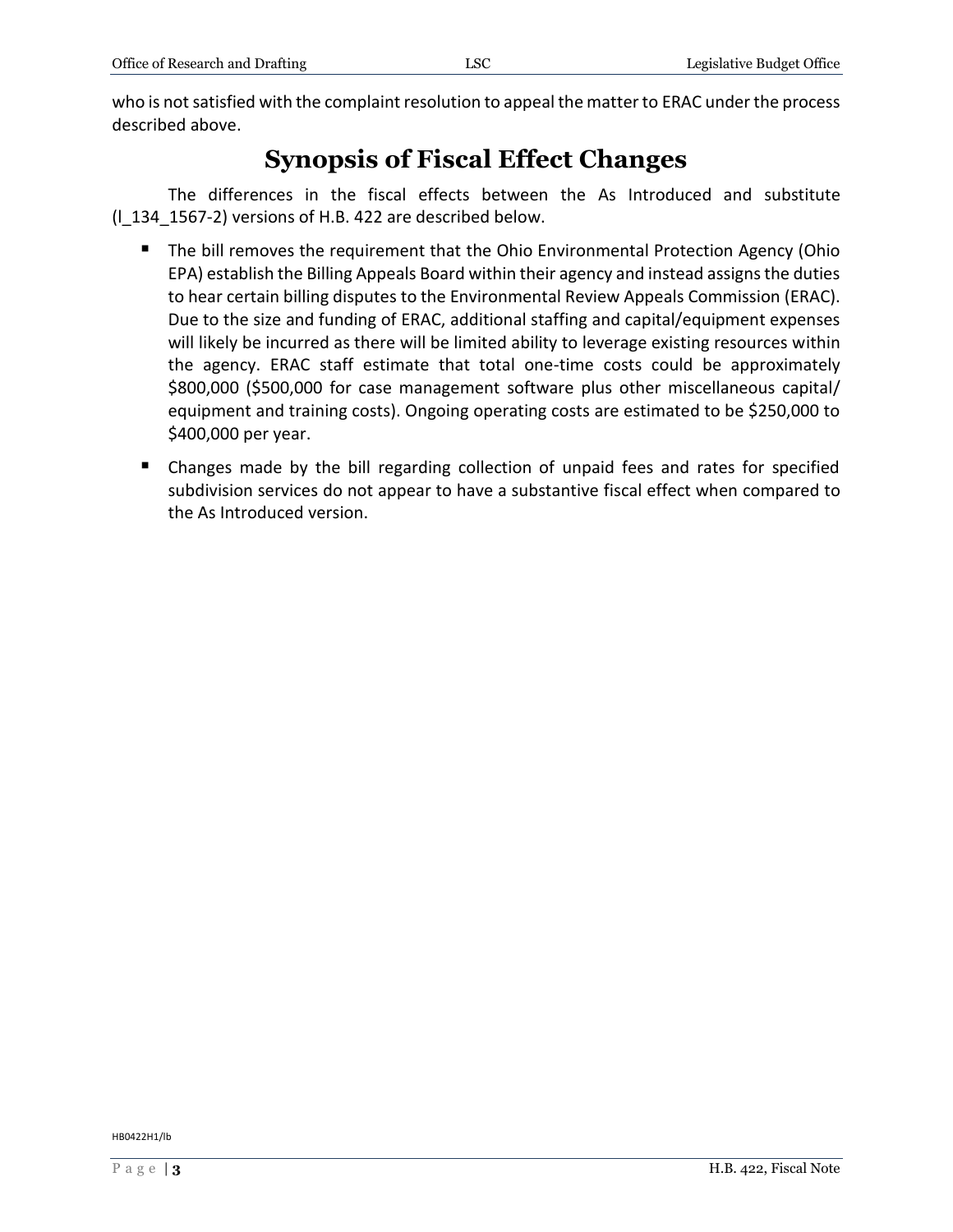who is not satisfied with the complaint resolution to appeal the matter to ERAC under the process described above.

# Synopsis of Fiscal Effect Changes

The differences in the fiscal effects between the As Introduced and substitute (l_134_1567-2) versions of H.B. 422 are described below.

- The bill removes the requirement that the Ohio Environmental Protection Agency (Ohio EPA) establish the Billing Appeals Board within their agency and instead assigns the duties to hear certain billing disputes to the Environmental Review Appeals Commission (ERAC). Due to the size and funding of ERAC, additional staffing and capital/equipment expenses will likely be incurred as there will be limited ability to leverage existing resources within the agency. ERAC staff estimate that total one-time costs could be approximately $800,000 ($500,000 for case management software plus other miscellaneous capital/equipment and training costs). Ongoing operating costs are estimated to be $250,000 to $400,000 per year.
- Changes made by the bill regarding collection of unpaid fees and rates for specified subdivision services do not appear to have a substantive fiscal effect when compared to the As Introduced version.

HB0422H1/lb